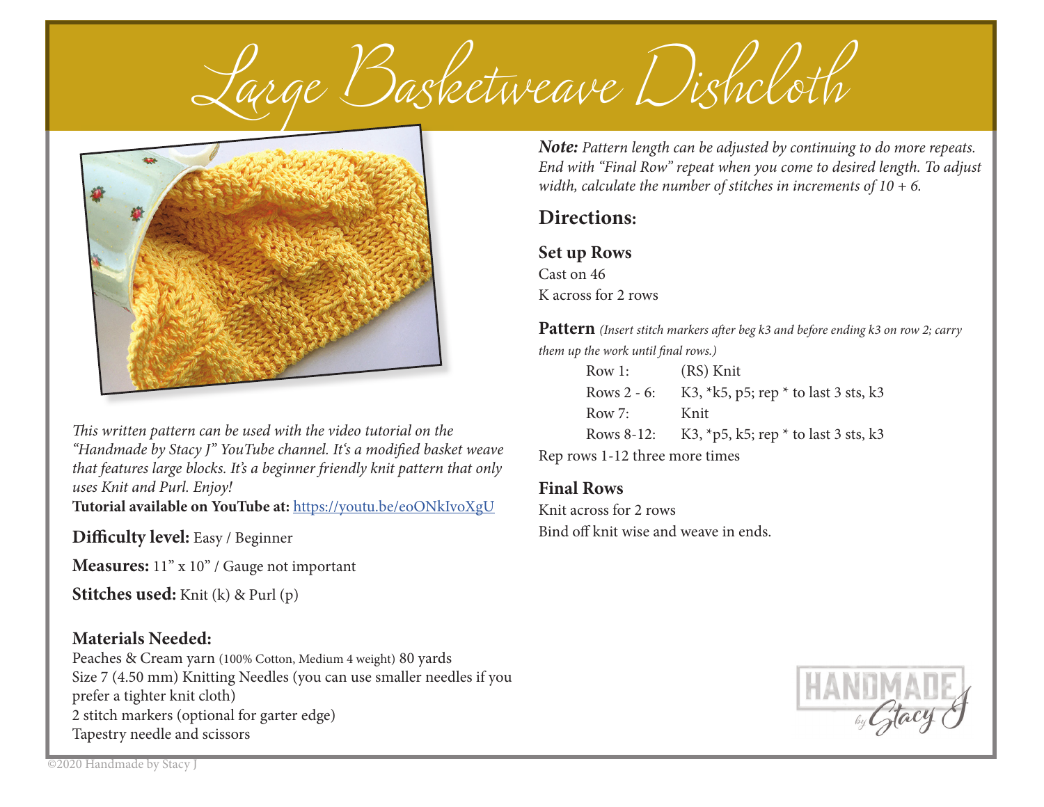# Large Basketweave Dishcloth

*This written pattern can be used with the video tutorial on the "Handmade by Stacy J" YouTube channel. It's a modified basket weave that features large blocks. It's a beginner friendly knit pattern that only uses Knit and Purl. Enjoy!*

**Tutorial available on YouTube at:** [https://youtu.be/eoONkIvoXgU](https://youtu.be/eoONkIvoXgU)

**Difficulty level:** Easy / Beginner

**Measures:** 11" x 10" / Gauge not important

**Stitches used:** Knit (k) & Purl (p)

### Materials Needed:

Peaches & Cream yarn (100% Cotton, Medium 4 weight) 80 yards
Size 7 (4.50 mm) Knitting Needles (you can use smaller needles if you prefer a tighter knit cloth)
2 stitch markers (optional for garter edge)
Tapestry needle and scissors

***Note:*** *Pattern length can be adjusted by continuing to do more repeats. End with "Final Row" repeat when you come to desired length. To adjust width, calculate the number of stitches in increments of 10 + 6.*

## Directions:

### Set up Rows

Cast on 46
K across for 2 rows

### Pattern

*(Insert stitch markers after beg k3 and before ending k3 on row 2; carry them up the work until final rows.)*

| | |
|---|---|
| Row 1: | (RS) Knit |
| Rows 2 - 6: | K3, *k5, p5; rep * to last 3 sts, k3 |
| Row 7: | Knit |
| Rows 8-12: | K3, *p5, k5; rep * to last 3 sts, k3 |

Rep rows 1-12 three more times

### Final Rows

Knit across for 2 rows
Bind off knit wise and weave in ends.

HANDMADE by Stacy J

©2020 Handmade by Stacy J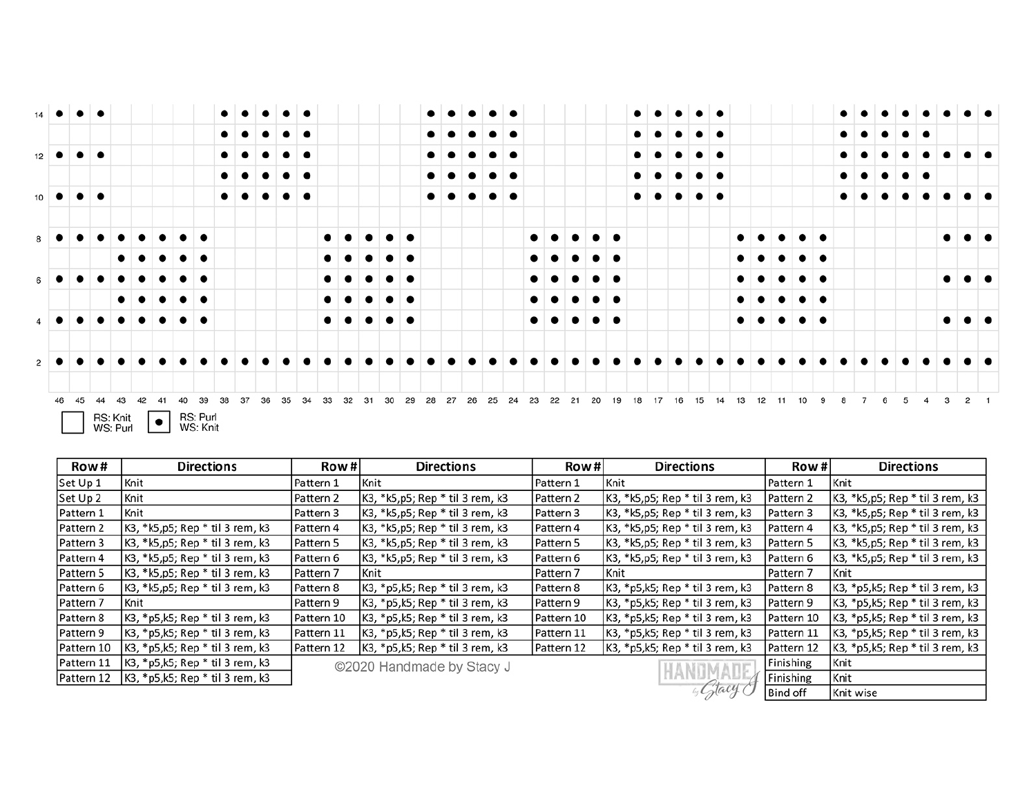14

12

10

8

6

4

2

46 45 44 43 42 41 40 39 38 37 36 35 34 33 32 31 30 29 28 27 26 25 24 23 22 21 20 19 18 17 16 15 14 13 12 11 10 9 8 7 6 5 4 3 2 1

RS: Knit
WS: Purl

RS: Purl
WS: Knit

| Row # | Directions |
|---|---|
| Set Up 1 | Knit |
| Set Up 2 | Knit |
| Pattern 1 | Knit |
| Pattern 2 | K3, *k5,p5; Rep * til 3 rem, k3 |
| Pattern 3 | K3, *k5,p5; Rep * til 3 rem, k3 |
| Pattern 4 | K3, *k5,p5; Rep * til 3 rem, k3 |
| Pattern 5 | K3, *k5,p5; Rep * til 3 rem, k3 |
| Pattern 6 | K3, *k5,p5; Rep * til 3 rem, k3 |
| Pattern 7 | Knit |
| Pattern 8 | K3, *p5,k5; Rep * til 3 rem, k3 |
| Pattern 9 | K3, *p5,k5; Rep * til 3 rem, k3 |
| Pattern 10 | K3, *p5,k5; Rep * til 3 rem, k3 |
| Pattern 11 | K3, *p5,k5; Rep * til 3 rem, k3 |
| Pattern 12 | K3, *p5,k5; Rep * til 3 rem, k3 |

| Row # | Directions |
|---|---|
| Pattern 1 | Knit |
| Pattern 2 | K3, *k5,p5; Rep * til 3 rem, k3 |
| Pattern 3 | K3, *k5,p5; Rep * til 3 rem, k3 |
| Pattern 4 | K3, *k5,p5; Rep * til 3 rem, k3 |
| Pattern 5 | K3, *k5,p5; Rep * til 3 rem, k3 |
| Pattern 6 | K3, *k5,p5; Rep * til 3 rem, k3 |
| Pattern 7 | Knit |
| Pattern 8 | K3, *p5,k5; Rep * til 3 rem, k3 |
| Pattern 9 | K3, *p5,k5; Rep * til 3 rem, k3 |
| Pattern 10 | K3, *p5,k5; Rep * til 3 rem, k3 |
| Pattern 11 | K3, *p5,k5; Rep * til 3 rem, k3 |
| Pattern 12 | K3, *p5,k5; Rep * til 3 rem, k3 |

| Row # | Directions |
|---|---|
| Pattern 1 | Knit |
| Pattern 2 | K3, *k5,p5; Rep * til 3 rem, k3 |
| Pattern 3 | K3, *k5,p5; Rep * til 3 rem, k3 |
| Pattern 4 | K3, *k5,p5; Rep * til 3 rem, k3 |
| Pattern 5 | K3, *k5,p5; Rep * til 3 rem, k3 |
| Pattern 6 | K3, *k5,p5; Rep * til 3 rem, k3 |
| Pattern 7 | Knit |
| Pattern 8 | K3, *p5,k5; Rep * til 3 rem, k3 |
| Pattern 9 | K3, *p5,k5; Rep * til 3 rem, k3 |
| Pattern 10 | K3, *p5,k5; Rep * til 3 rem, k3 |
| Pattern 11 | K3, *p5,k5; Rep * til 3 rem, k3 |
| Pattern 12 | K3, *p5,k5; Rep * til 3 rem, k3 |

| Row # | Directions |
|---|---|
| Pattern 1 | Knit |
| Pattern 2 | K3, *k5,p5; Rep * til 3 rem, k3 |
| Pattern 3 | K3, *k5,p5; Rep * til 3 rem, k3 |
| Pattern 4 | K3, *k5,p5; Rep * til 3 rem, k3 |
| Pattern 5 | K3, *k5,p5; Rep * til 3 rem, k3 |
| Pattern 6 | K3, *k5,p5; Rep * til 3 rem, k3 |
| Pattern 7 | Knit |
| Pattern 8 | K3, *p5,k5; Rep * til 3 rem, k3 |
| Pattern 9 | K3, *p5,k5; Rep * til 3 rem, k3 |
| Pattern 10 | K3, *p5,k5; Rep * til 3 rem, k3 |
| Pattern 11 | K3, *p5,k5; Rep * til 3 rem, k3 |
| Pattern 12 | K3, *p5,k5; Rep * til 3 rem, k3 |
| Finishing | Knit |
| Finishing | Knit |
| Bind off | Knit wise |

©2020 Handmade by Stacy J

HANDMADE by Stacy J